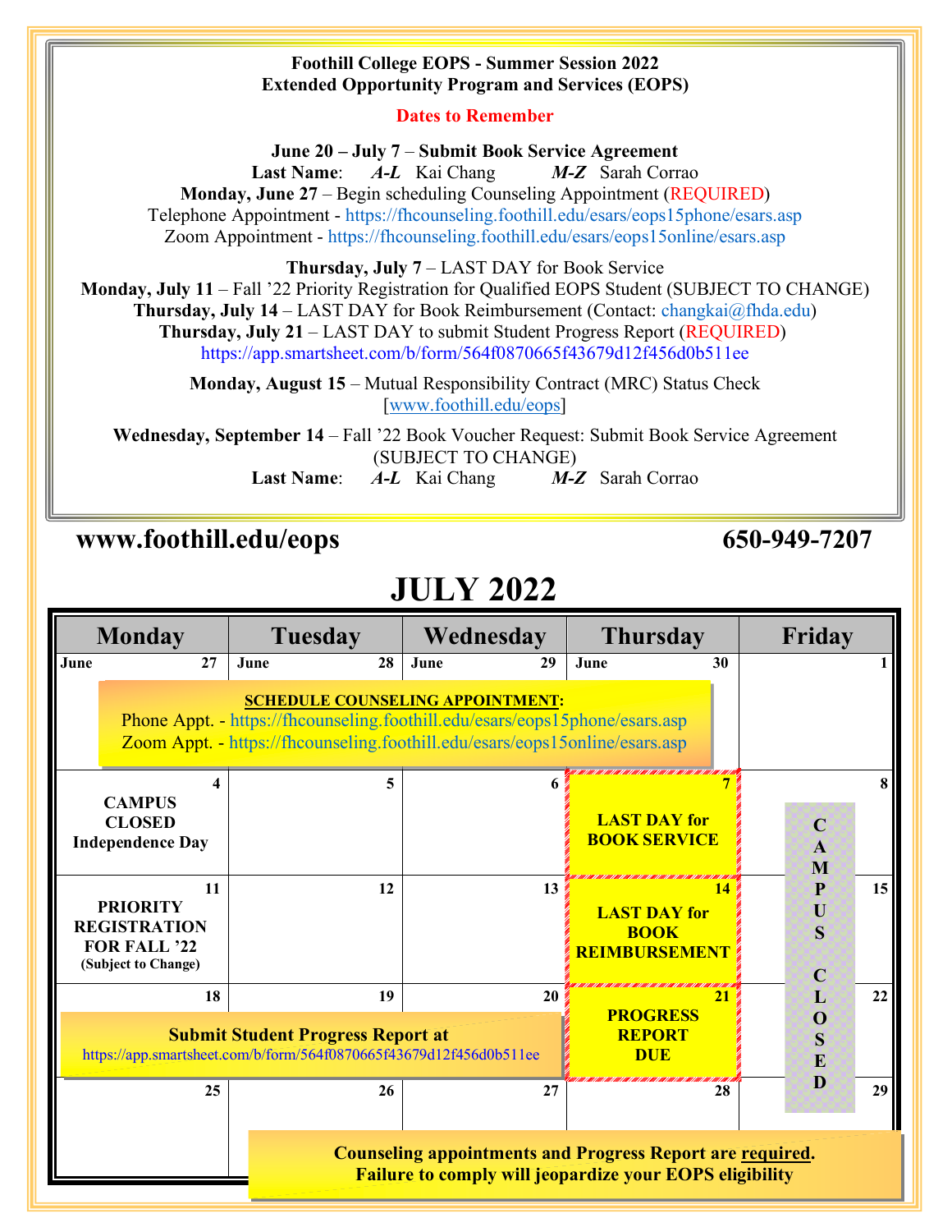**Foothill College EOPS - Summer Session 2022**
**Extended Opportunity Program and Services (EOPS)**

**Dates to Remember**

**June 20 – July 7** – **Submit Book Service Agreement**
**Last Name**: ***A-L*** Kai Chang ***M-Z*** Sarah Corrao

**Monday, June 27** – Begin scheduling Counseling Appointment (REQUIRED)
Telephone Appointment - https://fhcounseling.foothill.edu/esars/eops15phone/esars.asp
Zoom Appointment - https://fhcounseling.foothill.edu/esars/eops15online/esars.asp

**Thursday, July 7** – LAST DAY for Book Service
**Monday, July 11** – Fall '22 Priority Registration for Qualified EOPS Student (SUBJECT TO CHANGE)
**Thursday, July 14** – LAST DAY for Book Reimbursement (Contact: changkai@fhda.edu)
**Thursday, July 21** – LAST DAY to submit Student Progress Report (REQUIRED)
https://app.smartsheet.com/b/form/564f0870665f43679d12f456d0b511ee

**Monday, August 15** – Mutual Responsibility Contract (MRC) Status Check
[www.foothill.edu/eops]

**Wednesday, September 14** – Fall '22 Book Voucher Request: Submit Book Service Agreement (SUBJECT TO CHANGE)
**Last Name**: ***A-L*** Kai Chang ***M-Z*** Sarah Corrao

## www.foothill.edu/eops 650-949-7207

# JULY 2022

| Monday | Tuesday | Wednesday | Thursday | Friday |
|---|---|---|---|---|
| June 27 **SCHEDULE COUNSELING APPOINTMENT:** Phone Appt. - https://fhcounseling.foothill.edu/esars/eops15phone/esars.asp Zoom Appt. - https://fhcounseling.foothill.edu/esars/eops15online/esars.asp | June 28 | June 29 | June 30 | 1 |
| 4 **CAMPUS CLOSED Independence Day** | 5 | 6 | 7 **LAST DAY for BOOK SERVICE** | 8 **CAMPUS CLOSED** |
| 11 **PRIORITY REGISTRATION FOR FALL '22** **(Subject to Change)** | 12 | 13 | 14 **LAST DAY for BOOK REIMBURSEMENT** | 15 **CAMPUS CLOSED** |
| 18 **Submit Student Progress Report at** https://app.smartsheet.com/b/form/564f0870665f43679d12f456d0b511ee | 19 | 20 | 21 **PROGRESS REPORT DUE** | 22 **CAMPUS CLOSED** |
| 25 | 26 | 27 | 28 | 29 **CAMPUS CLOSED** |

**Counseling appointments and Progress Report are required. Failure to comply will jeopardize your EOPS eligibility**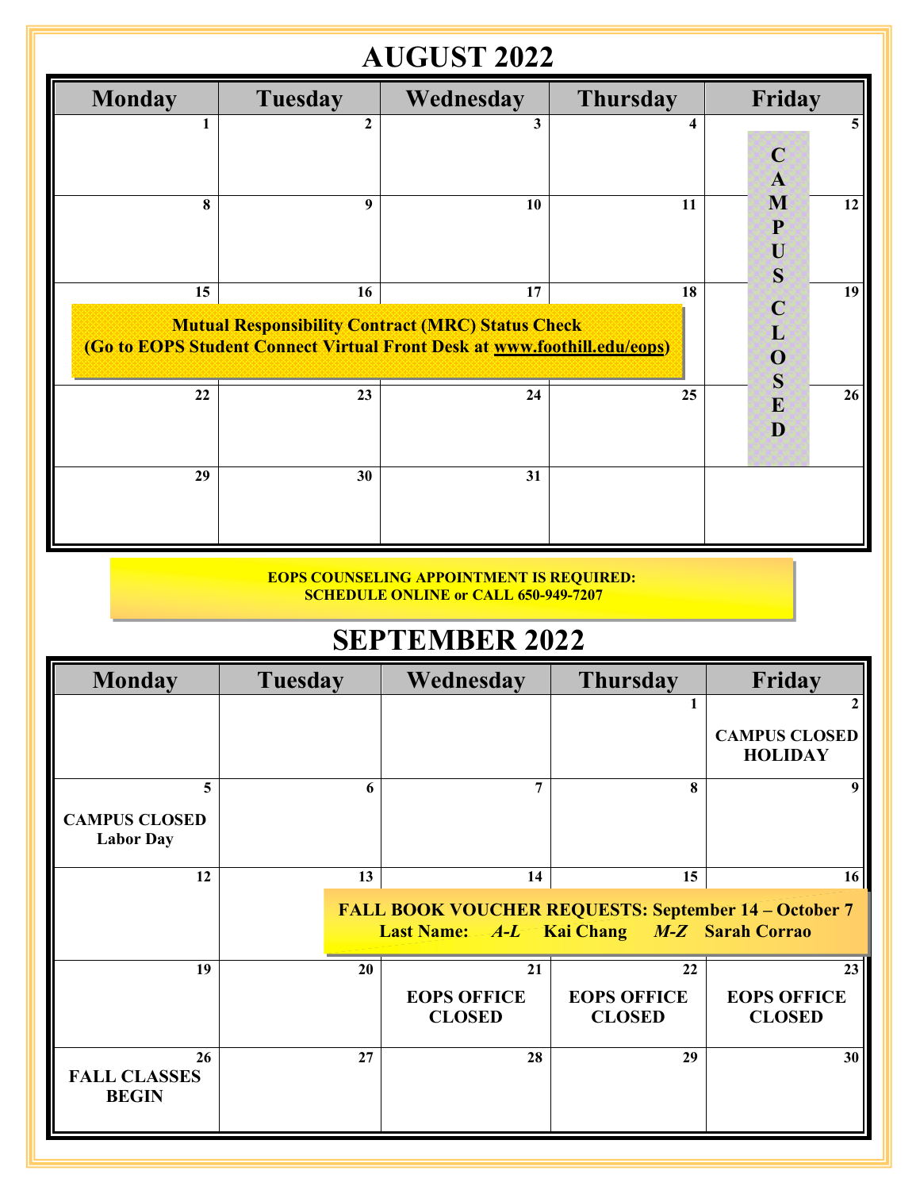# AUGUST 2022

| Monday | Tuesday | Wednesday | Thursday | Friday |
|---|---|---|---|---|
| 1 | 2 | 3 | 4 | 5 CAMPUS CLOSED |
| 8 | 9 | 10 | 11 | 12 CAMPUS CLOSED |
| 15 | 16 | 17 | 18 | 19 CAMPUS CLOSED |
| 22 | 23 | 24 | 25 | 26 CAMPUS CLOSED |
| 29 | 30 | 31 | | |

**Mutual Responsibility Contract (MRC) Status Check**
**(Go to EOPS Student Connect Virtual Front Desk at www.foothill.edu/eops)**

**EOPS COUNSELING APPOINTMENT IS REQUIRED:**
**SCHEDULE ONLINE or CALL 650-949-7207**

# SEPTEMBER 2022

| Monday | Tuesday | Wednesday | Thursday | Friday |
|---|---|---|---|---|
| | | | 1 | 2 CAMPUS CLOSED HOLIDAY |
| 5 CAMPUS CLOSED Labor Day | 6 | 7 | 8 | 9 |
| 12 | 13 | 14 | 15 | 16 |
| 19 | 20 | 21 EOPS OFFICE CLOSED | 22 EOPS OFFICE CLOSED | 23 EOPS OFFICE CLOSED |
| 26 FALL CLASSES BEGIN | 27 | 28 | 29 | 30 |

**FALL BOOK VOUCHER REQUESTS: September 14 – October 7**
**Last Name: *A-L* Kai Chang *M-Z* Sarah Corrao**